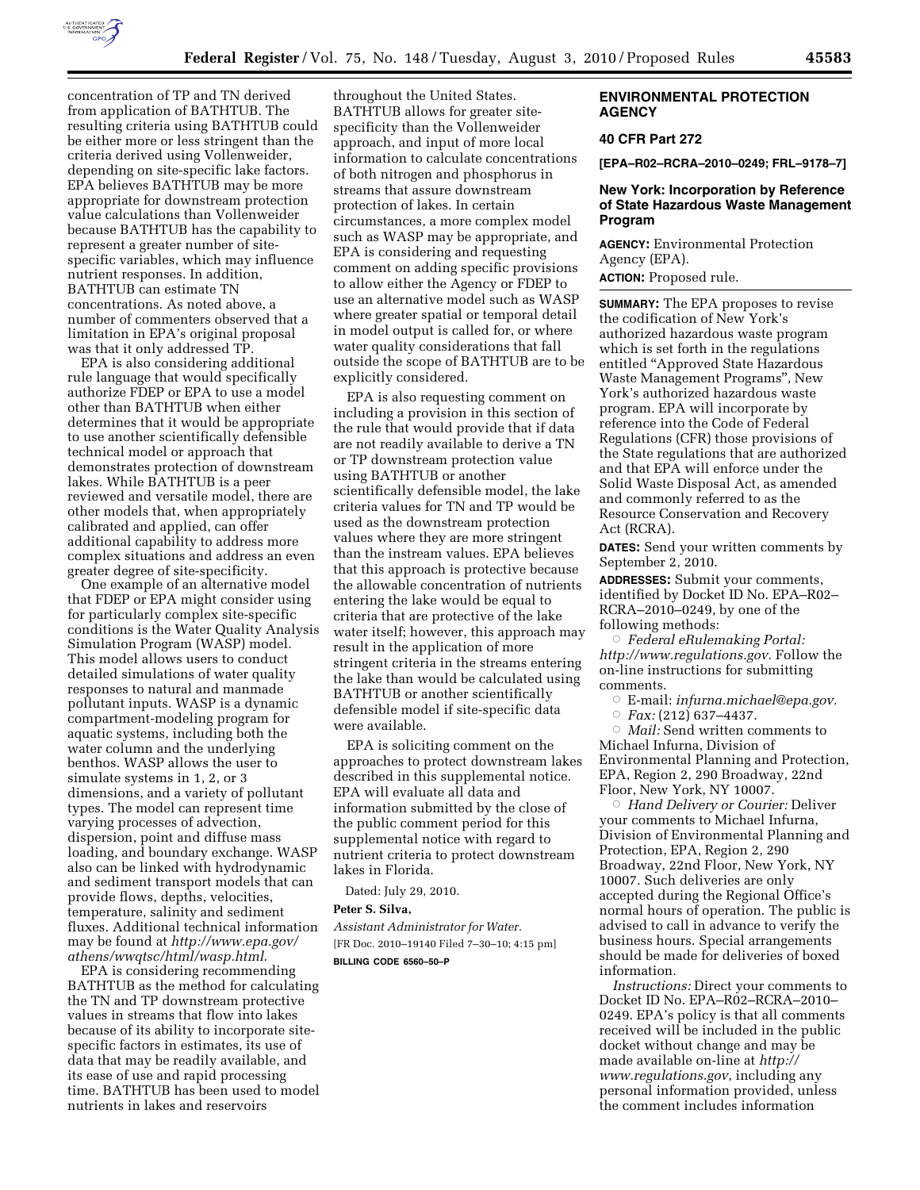concentration of TP and TN derived from application of BATHTUB. The resulting criteria using BATHTUB could be either more or less stringent than the criteria derived using Vollenweider, depending on site-specific lake factors. EPA believes BATHTUB may be more appropriate for downstream protection value calculations than Vollenweider because BATHTUB has the capability to represent a greater number of site-specific variables, which may influence nutrient responses. In addition, BATHTUB can estimate TN concentrations. As noted above, a number of commenters observed that a limitation in EPA's original proposal was that it only addressed TP.

EPA is also considering additional rule language that would specifically authorize FDEP or EPA to use a model other than BATHTUB when either determines that it would be appropriate to use another scientifically defensible technical model or approach that demonstrates protection of downstream lakes. While BATHTUB is a peer reviewed and versatile model, there are other models that, when appropriately calibrated and applied, can offer additional capability to address more complex situations and address an even greater degree of site-specificity.

One example of an alternative model that FDEP or EPA might consider using for particularly complex site-specific conditions is the Water Quality Analysis Simulation Program (WASP) model. This model allows users to conduct detailed simulations of water quality responses to natural and manmade pollutant inputs. WASP is a dynamic compartment-modeling program for aquatic systems, including both the water column and the underlying benthos. WASP allows the user to simulate systems in 1, 2, or 3 dimensions, and a variety of pollutant types. The model can represent time varying processes of advection, dispersion, point and diffuse mass loading, and boundary exchange. WASP also can be linked with hydrodynamic and sediment transport models that can provide flows, depths, velocities, temperature, salinity and sediment fluxes. Additional technical information may be found at *http://www.epa.gov/athens/wwqtsc/html/wasp.html*.

EPA is considering recommending BATHTUB as the method for calculating the TN and TP downstream protective values in streams that flow into lakes because of its ability to incorporate site-specific factors in estimates, its use of data that may be readily available, and its ease of use and rapid processing time. BATHTUB has been used to model nutrients in lakes and reservoirs throughout the United States. BATHTUB allows for greater site-specificity than the Vollenweider approach, and input of more local information to calculate concentrations of both nitrogen and phosphorus in streams that assure downstream protection of lakes. In certain circumstances, a more complex model such as WASP may be appropriate, and EPA is considering and requesting comment on adding specific provisions to allow either the Agency or FDEP to use an alternative model such as WASP where greater spatial or temporal detail in model output is called for, or where water quality considerations that fall outside the scope of BATHTUB are to be explicitly considered.

EPA is also requesting comment on including a provision in this section of the rule that would provide that if data are not readily available to derive a TN or TP downstream protection value using BATHTUB or another scientifically defensible model, the lake criteria values for TN and TP would be used as the downstream protection values where they are more stringent than the instream values. EPA believes that this approach is protective because the allowable concentration of nutrients entering the lake would be equal to criteria that are protective of the lake water itself; however, this approach may result in the application of more stringent criteria in the streams entering the lake than would be calculated using BATHTUB or another scientifically defensible model if site-specific data were available.

EPA is soliciting comment on the approaches to protect downstream lakes described in this supplemental notice. EPA will evaluate all data and information submitted by the close of the public comment period for this supplemental notice with regard to nutrient criteria to protect downstream lakes in Florida.

Dated: July 29, 2010.

**Peter S. Silva,**

*Assistant Administrator for Water.*

[FR Doc. 2010–19140 Filed 7–30–10; 4:15 pm]

**BILLING CODE 6560–50–P**

## ENVIRONMENTAL PROTECTION AGENCY

### 40 CFR Part 272

**[EPA–R02–RCRA–2010–0249; FRL–9178–7]**

### New York: Incorporation by Reference of State Hazardous Waste Management Program

**AGENCY:** Environmental Protection Agency (EPA).

**ACTION:** Proposed rule.

**SUMMARY:** The EPA proposes to revise the codification of New York's authorized hazardous waste program which is set forth in the regulations entitled "Approved State Hazardous Waste Management Programs", New York's authorized hazardous waste program. EPA will incorporate by reference into the Code of Federal Regulations (CFR) those provisions of the State regulations that are authorized and that EPA will enforce under the Solid Waste Disposal Act, as amended and commonly referred to as the Resource Conservation and Recovery Act (RCRA).

**DATES:** Send your written comments by September 2, 2010.

**ADDRESSES:** Submit your comments, identified by Docket ID No. EPA–R02–RCRA–2010–0249, by one of the following methods:

- *Federal eRulemaking Portal: http://www.regulations.gov.* Follow the on-line instructions for submitting comments.
- E-mail: *infurna.michael@epa.gov.*
- *Fax:* (212) 637–4437.
- *Mail:* Send written comments to Michael Infurna, Division of Environmental Planning and Protection, EPA, Region 2, 290 Broadway, 22nd Floor, New York, NY 10007.
- *Hand Delivery or Courier:* Deliver your comments to Michael Infurna, Division of Environmental Planning and Protection, EPA, Region 2, 290 Broadway, 22nd Floor, New York, NY 10007. Such deliveries are only accepted during the Regional Office's normal hours of operation. The public is advised to call in advance to verify the business hours. Special arrangements should be made for deliveries of boxed information.

*Instructions:* Direct your comments to Docket ID No. EPA–R02–RCRA–2010–0249. EPA's policy is that all comments received will be included in the public docket without change and may be made available on-line at *http://www.regulations.gov*, including any personal information provided, unless the comment includes information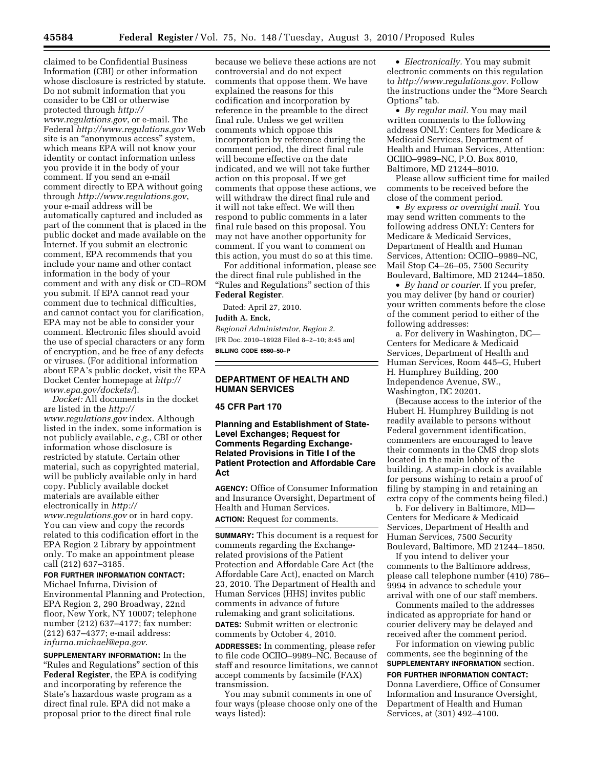claimed to be Confidential Business Information (CBI) or other information whose disclosure is restricted by statute. Do not submit information that you consider to be CBI or otherwise protected through *http://www.regulations.gov*, or e-mail. The Federal *http://www.regulations.gov* Web site is an "anonymous access" system, which means EPA will not know your identity or contact information unless you provide it in the body of your comment. If you send an e-mail comment directly to EPA without going through *http://www.regulations.gov*, your e-mail address will be automatically captured and included as part of the comment that is placed in the public docket and made available on the Internet. If you submit an electronic comment, EPA recommends that you include your name and other contact information in the body of your comment and with any disk or CD–ROM you submit. If EPA cannot read your comment due to technical difficulties, and cannot contact you for clarification, EPA may not be able to consider your comment. Electronic files should avoid the use of special characters or any form of encryption, and be free of any defects or viruses. (For additional information about EPA's public docket, visit the EPA Docket Center homepage at *http://www.epa.gov/dockets/*).

*Docket:* All documents in the docket are listed in the *http://www.regulations.gov* index. Although listed in the index, some information is not publicly available, *e.g.,* CBI or other information whose disclosure is restricted by statute. Certain other material, such as copyrighted material, will be publicly available only in hard copy. Publicly available docket materials are available either electronically in *http://www.regulations.gov* or in hard copy. You can view and copy the records related to this codification effort in the EPA Region 2 Library by appointment only. To make an appointment please call (212) 637–3185.

**FOR FURTHER INFORMATION CONTACT:** Michael Infurna, Division of Environmental Planning and Protection, EPA Region 2, 290 Broadway, 22nd floor, New York, NY 10007; telephone number (212) 637–4177; fax number: (212) 637–4377; e-mail address: *infurna.michael@epa.gov*.

**SUPPLEMENTARY INFORMATION:** In the "Rules and Regulations" section of this **Federal Register**, the EPA is codifying and incorporating by reference the State's hazardous waste program as a direct final rule. EPA did not make a proposal prior to the direct final rule because we believe these actions are not controversial and do not expect comments that oppose them. We have explained the reasons for this codification and incorporation by reference in the preamble to the direct final rule. Unless we get written comments which oppose this incorporation by reference during the comment period, the direct final rule will become effective on the date indicated, and we will not take further action on this proposal. If we get comments that oppose these actions, we will withdraw the direct final rule and it will not take effect. We will then respond to public comments in a later final rule based on this proposal. You may not have another opportunity for comment. If you want to comment on this action, you must do so at this time.

For additional information, please see the direct final rule published in the "Rules and Regulations" section of this **Federal Register**.

Dated: April 27, 2010.

**Judith A. Enck,**

*Regional Administrator, Region 2.*

[FR Doc. 2010–18928 Filed 8–2–10; 8:45 am]

**BILLING CODE 6560–50–P**

## DEPARTMENT OF HEALTH AND HUMAN SERVICES

### 45 CFR Part 170

### Planning and Establishment of State-Level Exchanges; Request for Comments Regarding Exchange-Related Provisions in Title I of the Patient Protection and Affordable Care Act

**AGENCY:** Office of Consumer Information and Insurance Oversight, Department of Health and Human Services.

**ACTION:** Request for comments.

**SUMMARY:** This document is a request for comments regarding the Exchange-related provisions of the Patient Protection and Affordable Care Act (the Affordable Care Act), enacted on March 23, 2010. The Department of Health and Human Services (HHS) invites public comments in advance of future rulemaking and grant solicitations.

**DATES:** Submit written or electronic comments by October 4, 2010.

**ADDRESSES:** In commenting, please refer to file code OCIIO–9989–NC. Because of staff and resource limitations, we cannot accept comments by facsimile (FAX) transmission.

You may submit comments in one of four ways (please choose only one of the ways listed):

- *Electronically.* You may submit electronic comments on this regulation to *http://www.regulations.gov.* Follow the instructions under the "More Search Options" tab.
- *By regular mail.* You may mail written comments to the following address ONLY: Centers for Medicare & Medicaid Services, Department of Health and Human Services, Attention: OCIIO–9989–NC, P.O. Box 8010, Baltimore, MD 21244–8010.

Please allow sufficient time for mailed comments to be received before the close of the comment period.

- *By express or overnight mail.* You may send written comments to the following address ONLY: Centers for Medicare & Medicaid Services, Department of Health and Human Services, Attention: OCIIO–9989–NC, Mail Stop C4–26–05, 7500 Security Boulevard, Baltimore, MD 21244–1850.
- *By hand or courier.* If you prefer, you may deliver (by hand or courier) your written comments before the close of the comment period to either of the following addresses:

a. For delivery in Washington, DC—Centers for Medicare & Medicaid Services, Department of Health and Human Services, Room 445–G, Hubert H. Humphrey Building, 200 Independence Avenue, SW., Washington, DC 20201.

(Because access to the interior of the Hubert H. Humphrey Building is not readily available to persons without Federal government identification, commenters are encouraged to leave their comments in the CMS drop slots located in the main lobby of the building. A stamp-in clock is available for persons wishing to retain a proof of filing by stamping in and retaining an extra copy of the comments being filed.)

b. For delivery in Baltimore, MD—Centers for Medicare & Medicaid Services, Department of Health and Human Services, 7500 Security Boulevard, Baltimore, MD 21244–1850.

If you intend to deliver your comments to the Baltimore address, please call telephone number (410) 786–9994 in advance to schedule your arrival with one of our staff members.

Comments mailed to the addresses indicated as appropriate for hand or courier delivery may be delayed and received after the comment period.

For information on viewing public comments, see the beginning of the **SUPPLEMENTARY INFORMATION** section.

**FOR FURTHER INFORMATION CONTACT:** Donna Laverdiere, Office of Consumer Information and Insurance Oversight, Department of Health and Human Services, at (301) 492–4100.